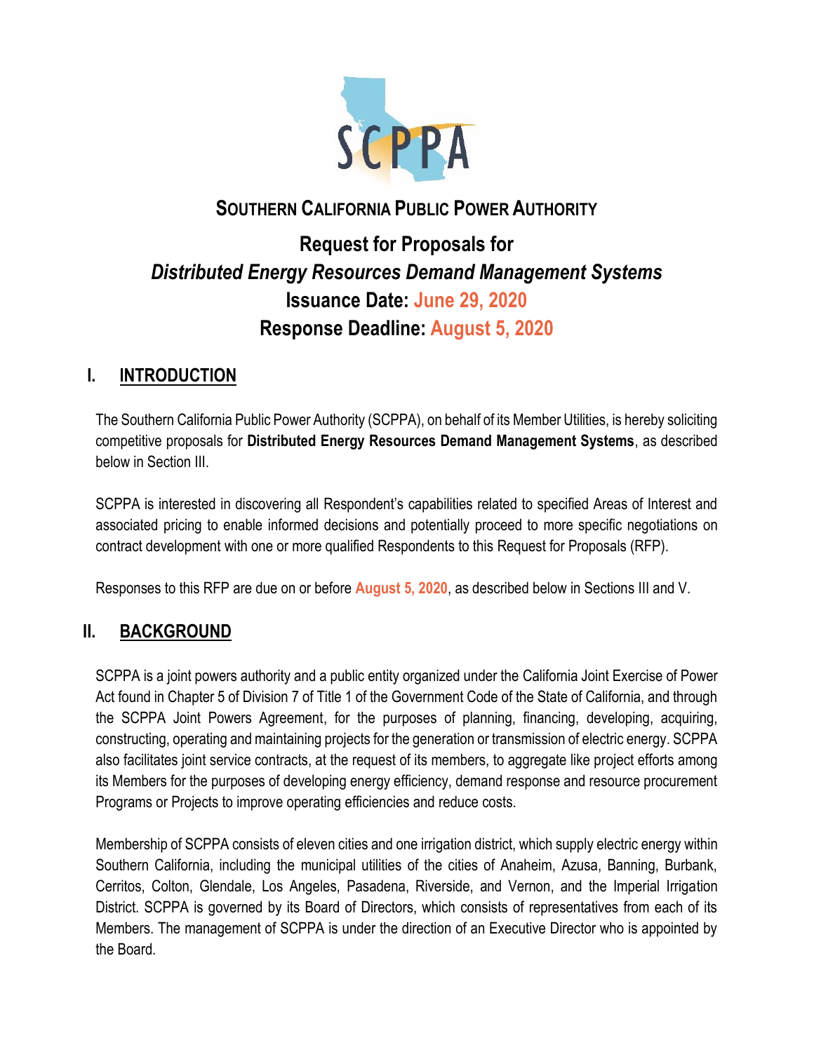SCPPA

# SOUTHERN CALIFORNIA PUBLIC POWER AUTHORITY

## Request for Proposals for
## *Distributed Energy Resources Demand Management Systems*
## Issuance Date: June 29, 2020
## Response Deadline: August 5, 2020

## I. INTRODUCTION

The Southern California Public Power Authority (SCPPA), on behalf of its Member Utilities, is hereby soliciting competitive proposals for **Distributed Energy Resources Demand Management Systems**, as described below in Section III.

SCPPA is interested in discovering all Respondent's capabilities related to specified Areas of Interest and associated pricing to enable informed decisions and potentially proceed to more specific negotiations on contract development with one or more qualified Respondents to this Request for Proposals (RFP).

Responses to this RFP are due on or before **August 5, 2020**, as described below in Sections III and V.

## II. BACKGROUND

SCPPA is a joint powers authority and a public entity organized under the California Joint Exercise of Power Act found in Chapter 5 of Division 7 of Title 1 of the Government Code of the State of California, and through the SCPPA Joint Powers Agreement, for the purposes of planning, financing, developing, acquiring, constructing, operating and maintaining projects for the generation or transmission of electric energy. SCPPA also facilitates joint service contracts, at the request of its members, to aggregate like project efforts among its Members for the purposes of developing energy efficiency, demand response and resource procurement Programs or Projects to improve operating efficiencies and reduce costs.

Membership of SCPPA consists of eleven cities and one irrigation district, which supply electric energy within Southern California, including the municipal utilities of the cities of Anaheim, Azusa, Banning, Burbank, Cerritos, Colton, Glendale, Los Angeles, Pasadena, Riverside, and Vernon, and the Imperial Irrigation District. SCPPA is governed by its Board of Directors, which consists of representatives from each of its Members. The management of SCPPA is under the direction of an Executive Director who is appointed by the Board.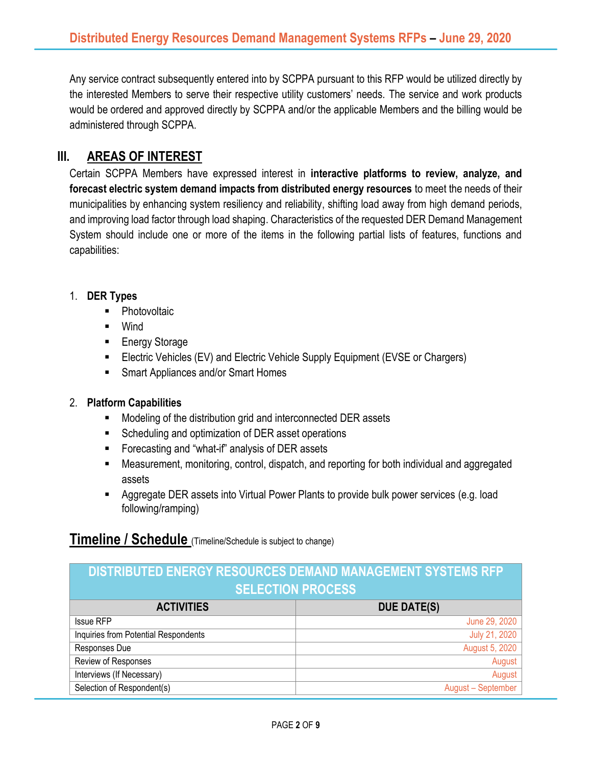Any service contract subsequently entered into by SCPPA pursuant to this RFP would be utilized directly by the interested Members to serve their respective utility customers' needs. The service and work products would be ordered and approved directly by SCPPA and/or the applicable Members and the billing would be administered through SCPPA.

## III. AREAS OF INTEREST

Certain SCPPA Members have expressed interest in **interactive platforms to review, analyze, and forecast electric system demand impacts from distributed energy resources** to meet the needs of their municipalities by enhancing system resiliency and reliability, shifting load away from high demand periods, and improving load factor through load shaping. Characteristics of the requested DER Demand Management System should include one or more of the items in the following partial lists of features, functions and capabilities:

1. **DER Types**
   - Photovoltaic
   - Wind
   - Energy Storage
   - Electric Vehicles (EV) and Electric Vehicle Supply Equipment (EVSE or Chargers)
   - Smart Appliances and/or Smart Homes

2. **Platform Capabilities**
   - Modeling of the distribution grid and interconnected DER assets
   - Scheduling and optimization of DER asset operations
   - Forecasting and "what-if" analysis of DER assets
   - Measurement, monitoring, control, dispatch, and reporting for both individual and aggregated assets
   - Aggregate DER assets into Virtual Power Plants to provide bulk power services (e.g. load following/ramping)

## Timeline / Schedule (Timeline/Schedule is subject to change)

| DISTRIBUTED ENERGY RESOURCES DEMAND MANAGEMENT SYSTEMS RFP SELECTION PROCESS | |
|---|---|
| **ACTIVITIES** | **DUE DATE(S)** |
| Issue RFP | June 29, 2020 |
| Inquiries from Potential Respondents | July 21, 2020 |
| Responses Due | August 5, 2020 |
| Review of Responses | August |
| Interviews (If Necessary) | August |
| Selection of Respondent(s) | August – September |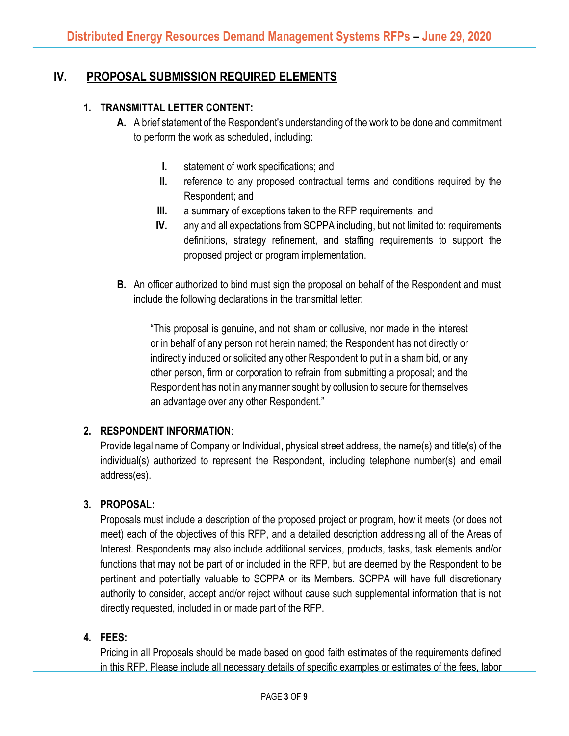## IV. PROPOSAL SUBMISSION REQUIRED ELEMENTS

1. **TRANSMITTAL LETTER CONTENT:**

   **A.** A brief statement of the Respondent's understanding of the work to be done and commitment to perform the work as scheduled, including:

   - **I.** statement of work specifications; and
   - **II.** reference to any proposed contractual terms and conditions required by the Respondent; and
   - **III.** a summary of exceptions taken to the RFP requirements; and
   - **IV.** any and all expectations from SCPPA including, but not limited to: requirements definitions, strategy refinement, and staffing requirements to support the proposed project or program implementation.

   **B.** An officer authorized to bind must sign the proposal on behalf of the Respondent and must include the following declarations in the transmittal letter:

   > "This proposal is genuine, and not sham or collusive, nor made in the interest or in behalf of any person not herein named; the Respondent has not directly or indirectly induced or solicited any other Respondent to put in a sham bid, or any other person, firm or corporation to refrain from submitting a proposal; and the Respondent has not in any manner sought by collusion to secure for themselves an advantage over any other Respondent."

2. **RESPONDENT INFORMATION**:
   Provide legal name of Company or Individual, physical street address, the name(s) and title(s) of the individual(s) authorized to represent the Respondent, including telephone number(s) and email address(es).

3. **PROPOSAL:**
   Proposals must include a description of the proposed project or program, how it meets (or does not meet) each of the objectives of this RFP, and a detailed description addressing all of the Areas of Interest. Respondents may also include additional services, products, tasks, task elements and/or functions that may not be part of or included in the RFP, but are deemed by the Respondent to be pertinent and potentially valuable to SCPPA or its Members. SCPPA will have full discretionary authority to consider, accept and/or reject without cause such supplemental information that is not directly requested, included in or made part of the RFP.

4. **FEES:**
   Pricing in all Proposals should be made based on good faith estimates of the requirements defined in this RFP. Please include all necessary details of specific examples or estimates of the fees, labor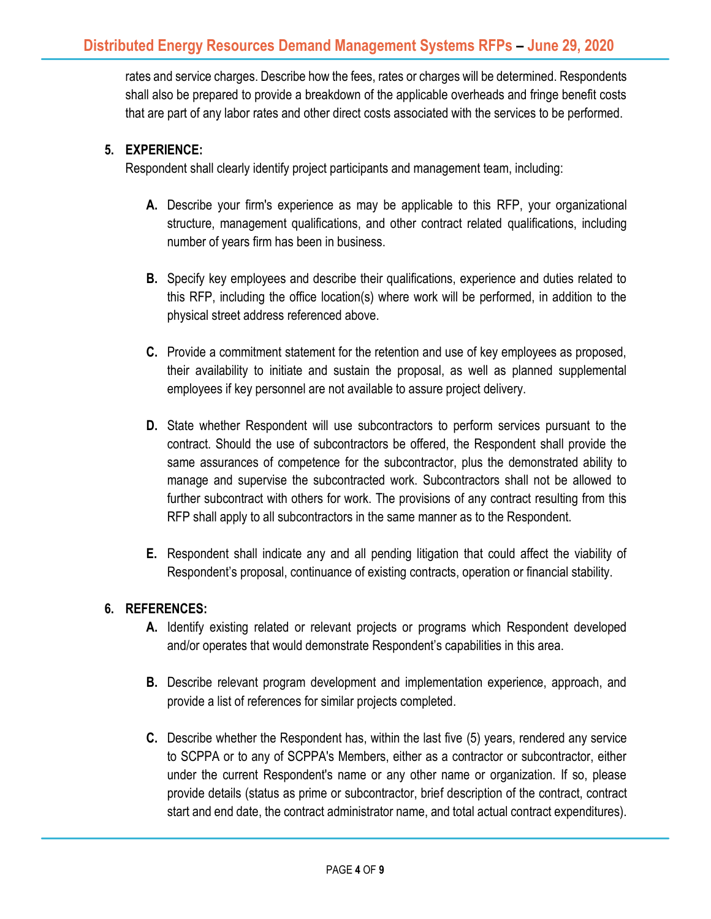rates and service charges. Describe how the fees, rates or charges will be determined. Respondents shall also be prepared to provide a breakdown of the applicable overheads and fringe benefit costs that are part of any labor rates and other direct costs associated with the services to be performed.

**5. EXPERIENCE:**

Respondent shall clearly identify project participants and management team, including:

**A.** Describe your firm's experience as may be applicable to this RFP, your organizational structure, management qualifications, and other contract related qualifications, including number of years firm has been in business.

**B.** Specify key employees and describe their qualifications, experience and duties related to this RFP, including the office location(s) where work will be performed, in addition to the physical street address referenced above.

**C.** Provide a commitment statement for the retention and use of key employees as proposed, their availability to initiate and sustain the proposal, as well as planned supplemental employees if key personnel are not available to assure project delivery.

**D.** State whether Respondent will use subcontractors to perform services pursuant to the contract. Should the use of subcontractors be offered, the Respondent shall provide the same assurances of competence for the subcontractor, plus the demonstrated ability to manage and supervise the subcontracted work. Subcontractors shall not be allowed to further subcontract with others for work. The provisions of any contract resulting from this RFP shall apply to all subcontractors in the same manner as to the Respondent.

**E.** Respondent shall indicate any and all pending litigation that could affect the viability of Respondent's proposal, continuance of existing contracts, operation or financial stability.

**6. REFERENCES:**

**A.** Identify existing related or relevant projects or programs which Respondent developed and/or operates that would demonstrate Respondent's capabilities in this area.

**B.** Describe relevant program development and implementation experience, approach, and provide a list of references for similar projects completed.

**C.** Describe whether the Respondent has, within the last five (5) years, rendered any service to SCPPA or to any of SCPPA's Members, either as a contractor or subcontractor, either under the current Respondent's name or any other name or organization. If so, please provide details (status as prime or subcontractor, brief description of the contract, contract start and end date, the contract administrator name, and total actual contract expenditures).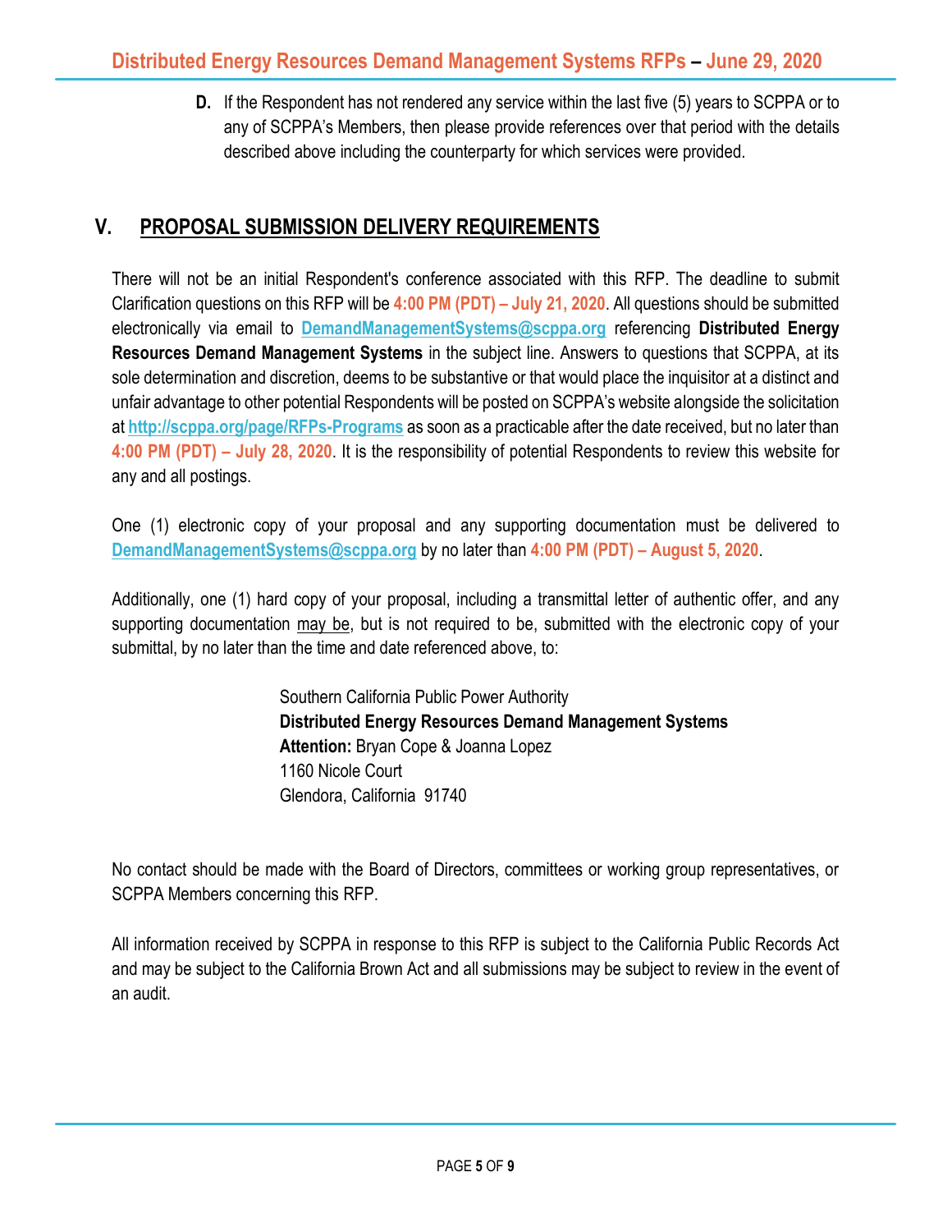**D.** If the Respondent has not rendered any service within the last five (5) years to SCPPA or to any of SCPPA's Members, then please provide references over that period with the details described above including the counterparty for which services were provided.

## V. PROPOSAL SUBMISSION DELIVERY REQUIREMENTS

There will not be an initial Respondent's conference associated with this RFP. The deadline to submit Clarification questions on this RFP will be **4:00 PM (PDT) – July 21, 2020**. All questions should be submitted electronically via email to **DemandManagementSystems@scppa.org** referencing **Distributed Energy Resources Demand Management Systems** in the subject line. Answers to questions that SCPPA, at its sole determination and discretion, deems to be substantive or that would place the inquisitor at a distinct and unfair advantage to other potential Respondents will be posted on SCPPA's website alongside the solicitation at **http://scppa.org/page/RFPs-Programs** as soon as a practicable after the date received, but no later than **4:00 PM (PDT) – July 28, 2020**. It is the responsibility of potential Respondents to review this website for any and all postings.

One (1) electronic copy of your proposal and any supporting documentation must be delivered to **DemandManagementSystems@scppa.org** by no later than **4:00 PM (PDT) – August 5, 2020**.

Additionally, one (1) hard copy of your proposal, including a transmittal letter of authentic offer, and any supporting documentation may be, but is not required to be, submitted with the electronic copy of your submittal, by no later than the time and date referenced above, to:

Southern California Public Power Authority
**Distributed Energy Resources Demand Management Systems**
**Attention:** Bryan Cope & Joanna Lopez
1160 Nicole Court
Glendora, California 91740

No contact should be made with the Board of Directors, committees or working group representatives, or SCPPA Members concerning this RFP.

All information received by SCPPA in response to this RFP is subject to the California Public Records Act and may be subject to the California Brown Act and all submissions may be subject to review in the event of an audit.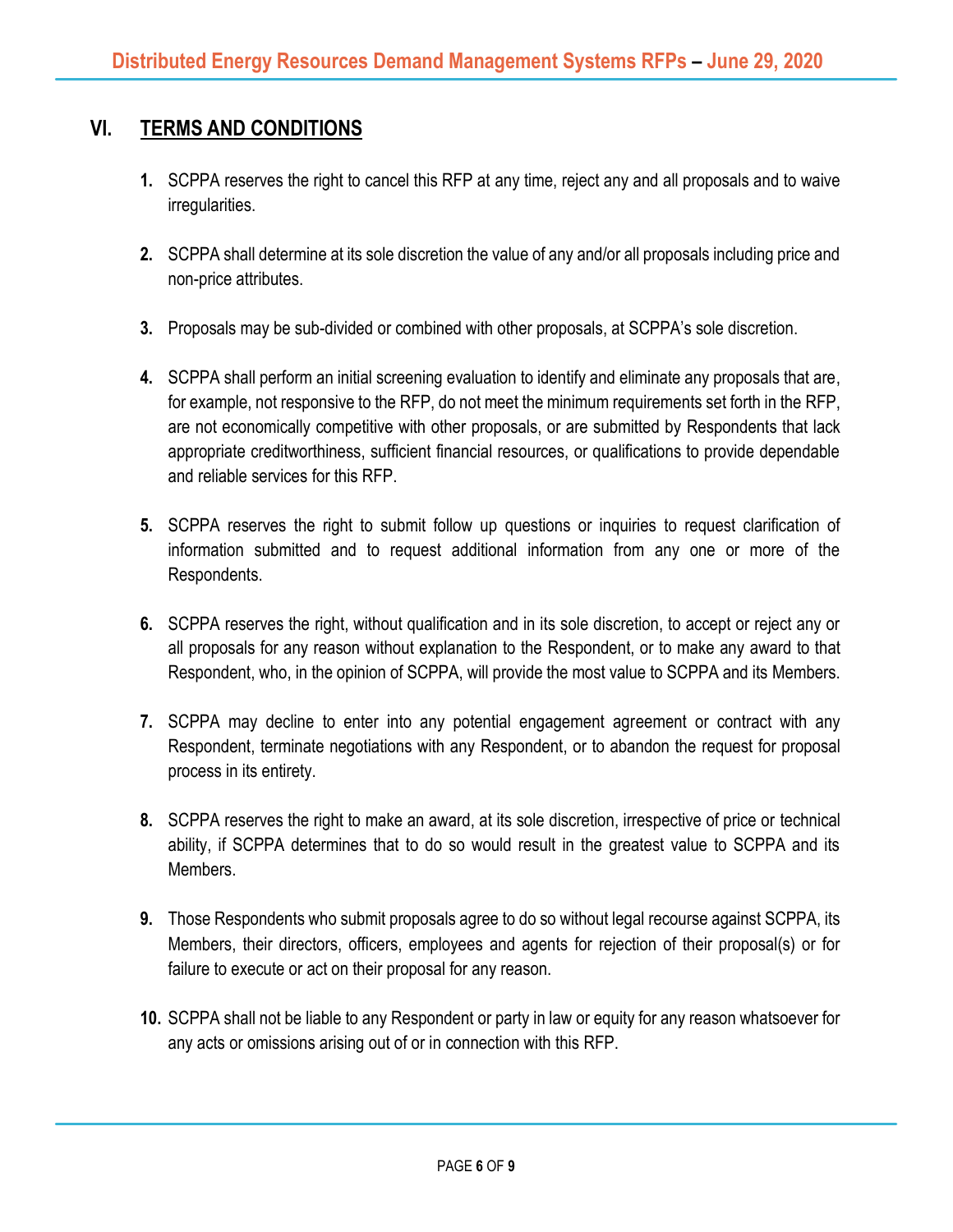## VI. TERMS AND CONDITIONS

1. SCPPA reserves the right to cancel this RFP at any time, reject any and all proposals and to waive irregularities.

2. SCPPA shall determine at its sole discretion the value of any and/or all proposals including price and non-price attributes.

3. Proposals may be sub-divided or combined with other proposals, at SCPPA's sole discretion.

4. SCPPA shall perform an initial screening evaluation to identify and eliminate any proposals that are, for example, not responsive to the RFP, do not meet the minimum requirements set forth in the RFP, are not economically competitive with other proposals, or are submitted by Respondents that lack appropriate creditworthiness, sufficient financial resources, or qualifications to provide dependable and reliable services for this RFP.

5. SCPPA reserves the right to submit follow up questions or inquiries to request clarification of information submitted and to request additional information from any one or more of the Respondents.

6. SCPPA reserves the right, without qualification and in its sole discretion, to accept or reject any or all proposals for any reason without explanation to the Respondent, or to make any award to that Respondent, who, in the opinion of SCPPA, will provide the most value to SCPPA and its Members.

7. SCPPA may decline to enter into any potential engagement agreement or contract with any Respondent, terminate negotiations with any Respondent, or to abandon the request for proposal process in its entirety.

8. SCPPA reserves the right to make an award, at its sole discretion, irrespective of price or technical ability, if SCPPA determines that to do so would result in the greatest value to SCPPA and its Members.

9. Those Respondents who submit proposals agree to do so without legal recourse against SCPPA, its Members, their directors, officers, employees and agents for rejection of their proposal(s) or for failure to execute or act on their proposal for any reason.

10. SCPPA shall not be liable to any Respondent or party in law or equity for any reason whatsoever for any acts or omissions arising out of or in connection with this RFP.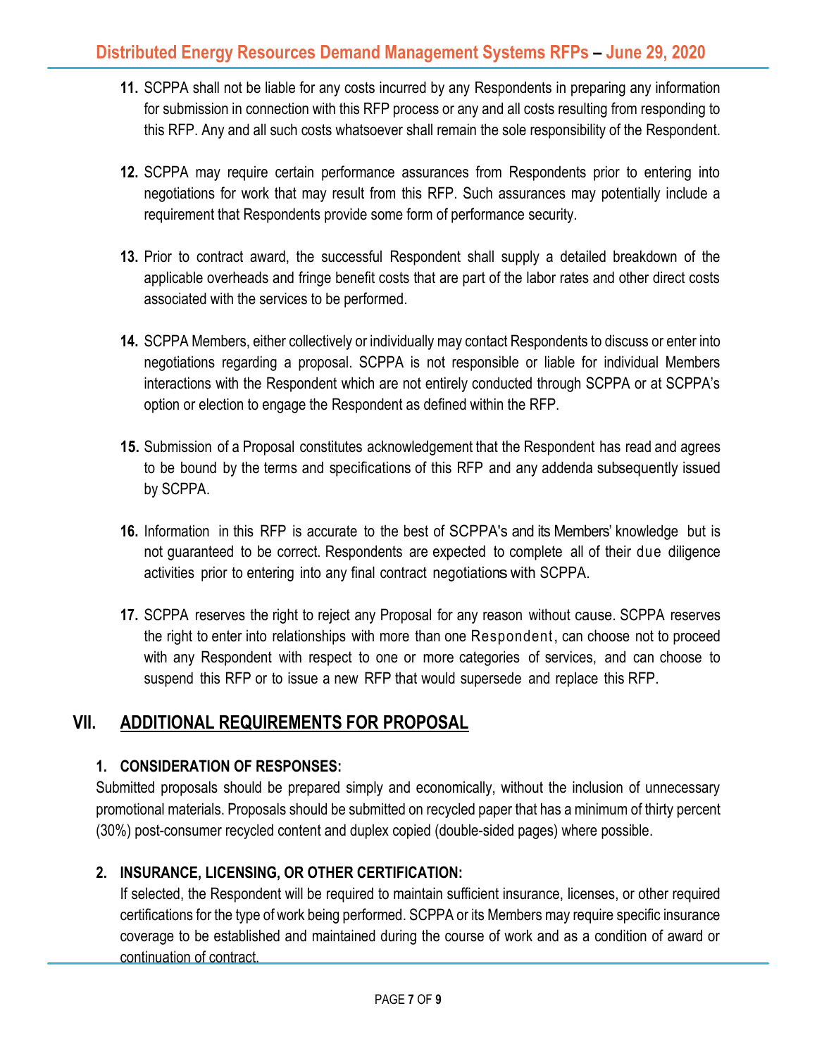11. SCPPA shall not be liable for any costs incurred by any Respondents in preparing any information for submission in connection with this RFP process or any and all costs resulting from responding to this RFP. Any and all such costs whatsoever shall remain the sole responsibility of the Respondent.

12. SCPPA may require certain performance assurances from Respondents prior to entering into negotiations for work that may result from this RFP. Such assurances may potentially include a requirement that Respondents provide some form of performance security.

13. Prior to contract award, the successful Respondent shall supply a detailed breakdown of the applicable overheads and fringe benefit costs that are part of the labor rates and other direct costs associated with the services to be performed.

14. SCPPA Members, either collectively or individually may contact Respondents to discuss or enter into negotiations regarding a proposal. SCPPA is not responsible or liable for individual Members interactions with the Respondent which are not entirely conducted through SCPPA or at SCPPA's option or election to engage the Respondent as defined within the RFP.

15. Submission of a Proposal constitutes acknowledgement that the Respondent has read and agrees to be bound by the terms and specifications of this RFP and any addenda subsequently issued by SCPPA.

16. Information in this RFP is accurate to the best of SCPPA's and its Members' knowledge but is not guaranteed to be correct. Respondents are expected to complete all of their due diligence activities prior to entering into any final contract negotiations with SCPPA.

17. SCPPA reserves the right to reject any Proposal for any reason without cause. SCPPA reserves the right to enter into relationships with more than one Respondent, can choose not to proceed with any Respondent with respect to one or more categories of services, and can choose to suspend this RFP or to issue a new RFP that would supersede and replace this RFP.

## VII. ADDITIONAL REQUIREMENTS FOR PROPOSAL

### 1. CONSIDERATION OF RESPONSES:

Submitted proposals should be prepared simply and economically, without the inclusion of unnecessary promotional materials. Proposals should be submitted on recycled paper that has a minimum of thirty percent (30%) post-consumer recycled content and duplex copied (double-sided pages) where possible.

### 2. INSURANCE, LICENSING, OR OTHER CERTIFICATION:

If selected, the Respondent will be required to maintain sufficient insurance, licenses, or other required certifications for the type of work being performed. SCPPA or its Members may require specific insurance coverage to be established and maintained during the course of work and as a condition of award or continuation of contract.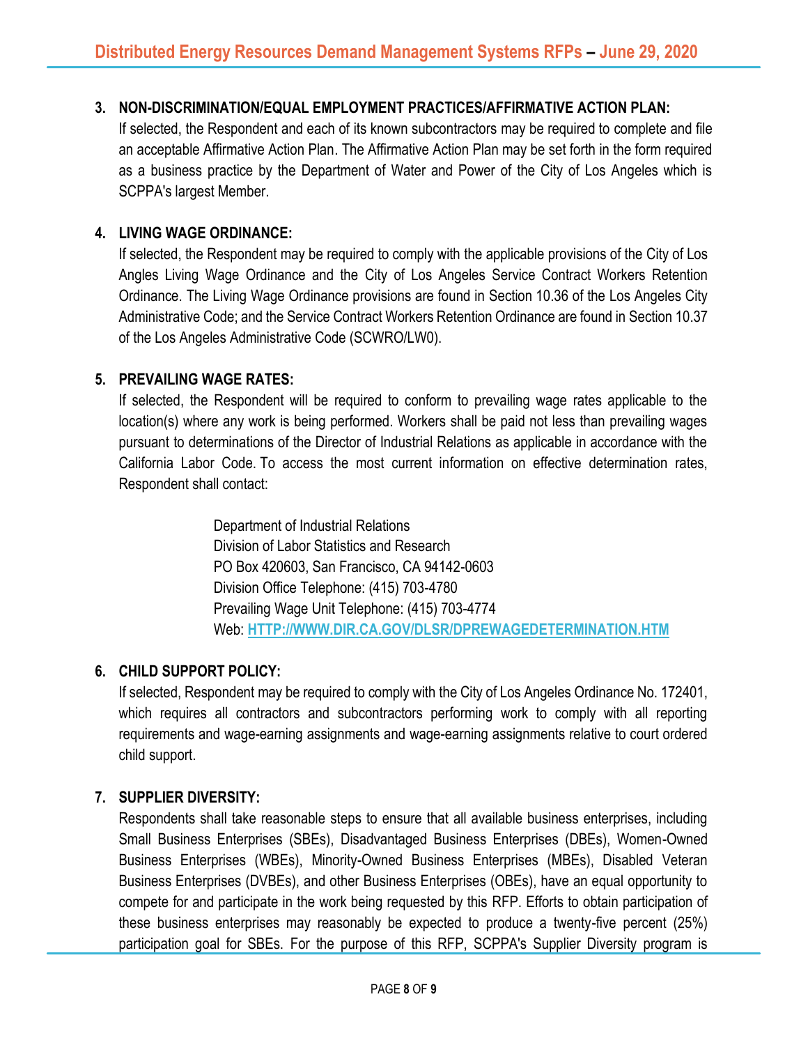3. **NON-DISCRIMINATION/EQUAL EMPLOYMENT PRACTICES/AFFIRMATIVE ACTION PLAN:**
   If selected, the Respondent and each of its known subcontractors may be required to complete and file an acceptable Affirmative Action Plan. The Affirmative Action Plan may be set forth in the form required as a business practice by the Department of Water and Power of the City of Los Angeles which is SCPPA's largest Member.

4. **LIVING WAGE ORDINANCE:**
   If selected, the Respondent may be required to comply with the applicable provisions of the City of Los Angles Living Wage Ordinance and the City of Los Angeles Service Contract Workers Retention Ordinance. The Living Wage Ordinance provisions are found in Section 10.36 of the Los Angeles City Administrative Code; and the Service Contract Workers Retention Ordinance are found in Section 10.37 of the Los Angeles Administrative Code (SCWRO/LW0).

5. **PREVAILING WAGE RATES:**
   If selected, the Respondent will be required to conform to prevailing wage rates applicable to the location(s) where any work is being performed. Workers shall be paid not less than prevailing wages pursuant to determinations of the Director of Industrial Relations as applicable in accordance with the California Labor Code. To access the most current information on effective determination rates, Respondent shall contact:

   Department of Industrial Relations
   Division of Labor Statistics and Research
   PO Box 420603, San Francisco, CA 94142-0603
   Division Office Telephone: (415) 703-4780
   Prevailing Wage Unit Telephone: (415) 703-4774
   Web: **HTTP://WWW.DIR.CA.GOV/DLSR/DPREWAGEDETERMINATION.HTM**

6. **CHILD SUPPORT POLICY:**
   If selected, Respondent may be required to comply with the City of Los Angeles Ordinance No. 172401, which requires all contractors and subcontractors performing work to comply with all reporting requirements and wage-earning assignments and wage-earning assignments relative to court ordered child support.

7. **SUPPLIER DIVERSITY:**
   Respondents shall take reasonable steps to ensure that all available business enterprises, including Small Business Enterprises (SBEs), Disadvantaged Business Enterprises (DBEs), Women-Owned Business Enterprises (WBEs), Minority-Owned Business Enterprises (MBEs), Disabled Veteran Business Enterprises (DVBEs), and other Business Enterprises (OBEs), have an equal opportunity to compete for and participate in the work being requested by this RFP. Efforts to obtain participation of these business enterprises may reasonably be expected to produce a twenty-five percent (25%) participation goal for SBEs. For the purpose of this RFP, SCPPA's Supplier Diversity program is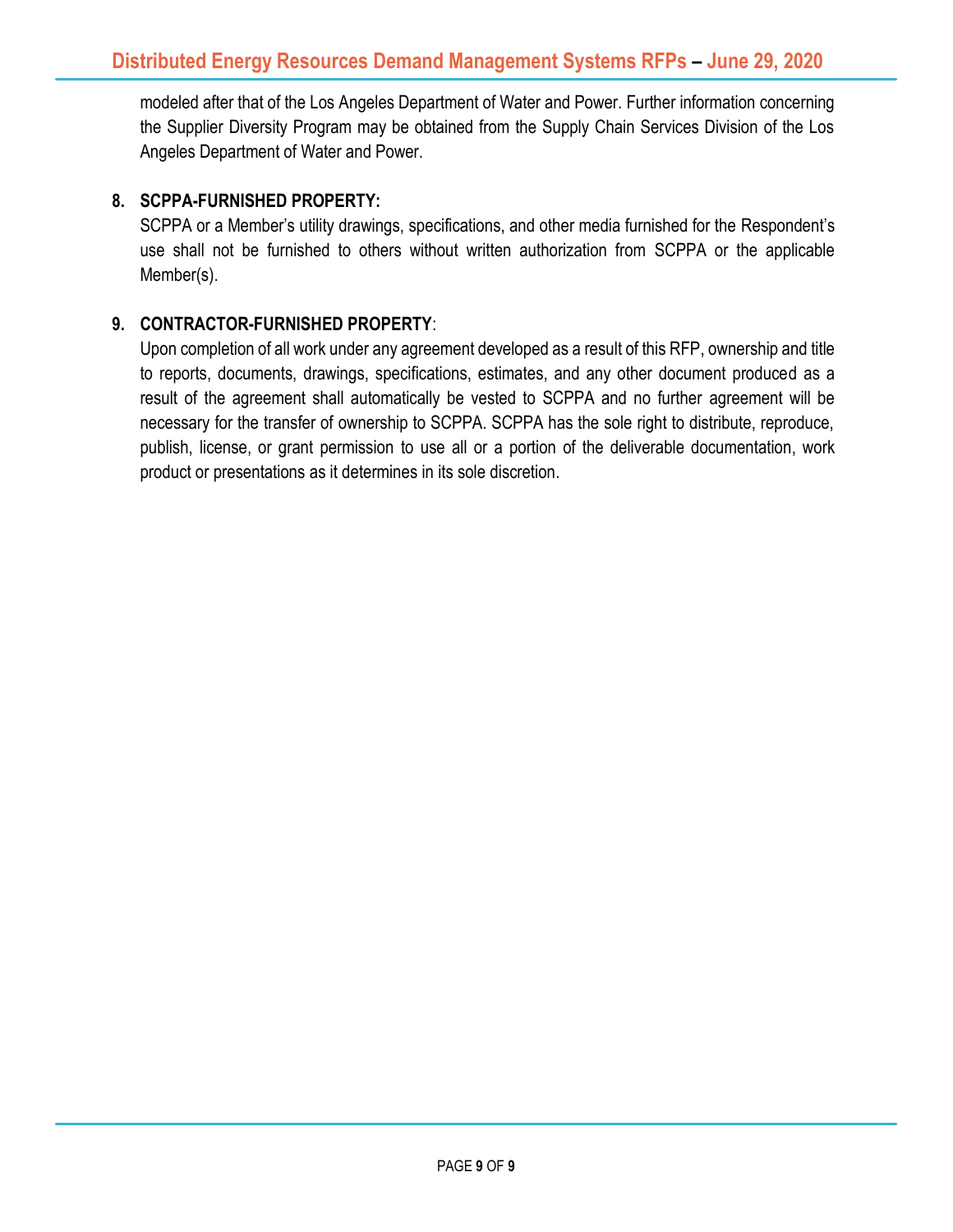modeled after that of the Los Angeles Department of Water and Power. Further information concerning the Supplier Diversity Program may be obtained from the Supply Chain Services Division of the Los Angeles Department of Water and Power.

8. **SCPPA-FURNISHED PROPERTY:**
   SCPPA or a Member's utility drawings, specifications, and other media furnished for the Respondent's use shall not be furnished to others without written authorization from SCPPA or the applicable Member(s).

9. **CONTRACTOR-FURNISHED PROPERTY**:
   Upon completion of all work under any agreement developed as a result of this RFP, ownership and title to reports, documents, drawings, specifications, estimates, and any other document produced as a result of the agreement shall automatically be vested to SCPPA and no further agreement will be necessary for the transfer of ownership to SCPPA. SCPPA has the sole right to distribute, reproduce, publish, license, or grant permission to use all or a portion of the deliverable documentation, work product or presentations as it determines in its sole discretion.